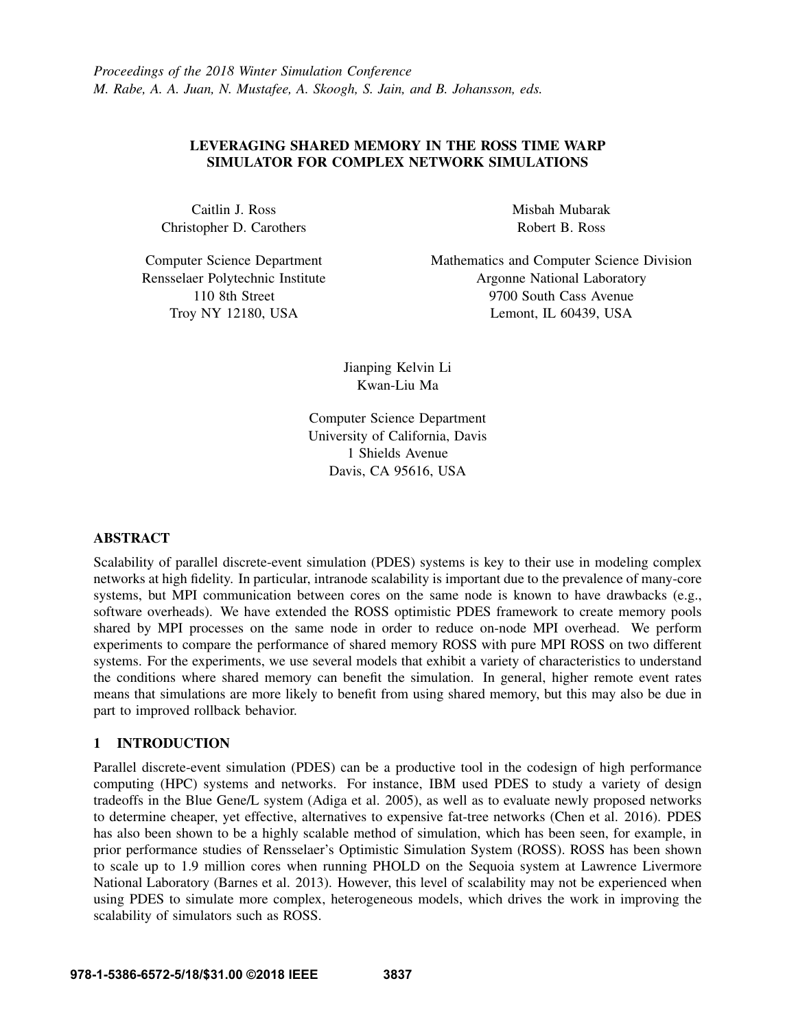*Proceedings of the 2018 Winter Simulation Conference*
*M. Rabe, A. A. Juan, N. Mustafee, A. Skoogh, S. Jain, and B. Johansson, eds.*

# LEVERAGING SHARED MEMORY IN THE ROSS TIME WARP SIMULATOR FOR COMPLEX NETWORK SIMULATIONS

Caitlin J. Ross
Christopher D. Carothers

Computer Science Department
Rensselaer Polytechnic Institute
110 8th Street
Troy NY 12180, USA

Misbah Mubarak
Robert B. Ross

Mathematics and Computer Science Division
Argonne National Laboratory
9700 South Cass Avenue
Lemont, IL 60439, USA

Jianping Kelvin Li
Kwan-Liu Ma

Computer Science Department
University of California, Davis
1 Shields Avenue
Davis, CA 95616, USA

## ABSTRACT

Scalability of parallel discrete-event simulation (PDES) systems is key to their use in modeling complex networks at high fidelity. In particular, intranode scalability is important due to the prevalence of many-core systems, but MPI communication between cores on the same node is known to have drawbacks (e.g., software overheads). We have extended the ROSS optimistic PDES framework to create memory pools shared by MPI processes on the same node in order to reduce on-node MPI overhead. We perform experiments to compare the performance of shared memory ROSS with pure MPI ROSS on two different systems. For the experiments, we use several models that exhibit a variety of characteristics to understand the conditions where shared memory can benefit the simulation. In general, higher remote event rates means that simulations are more likely to benefit from using shared memory, but this may also be due in part to improved rollback behavior.

## 1 INTRODUCTION

Parallel discrete-event simulation (PDES) can be a productive tool in the codesign of high performance computing (HPC) systems and networks. For instance, IBM used PDES to study a variety of design tradeoffs in the Blue Gene/L system (Adiga et al. 2005), as well as to evaluate newly proposed networks to determine cheaper, yet effective, alternatives to expensive fat-tree networks (Chen et al. 2016). PDES has also been shown to be a highly scalable method of simulation, which has been seen, for example, in prior performance studies of Rensselaer's Optimistic Simulation System (ROSS). ROSS has been shown to scale up to 1.9 million cores when running PHOLD on the Sequoia system at Lawrence Livermore National Laboratory (Barnes et al. 2013). However, this level of scalability may not be experienced when using PDES to simulate more complex, heterogeneous models, which drives the work in improving the scalability of simulators such as ROSS.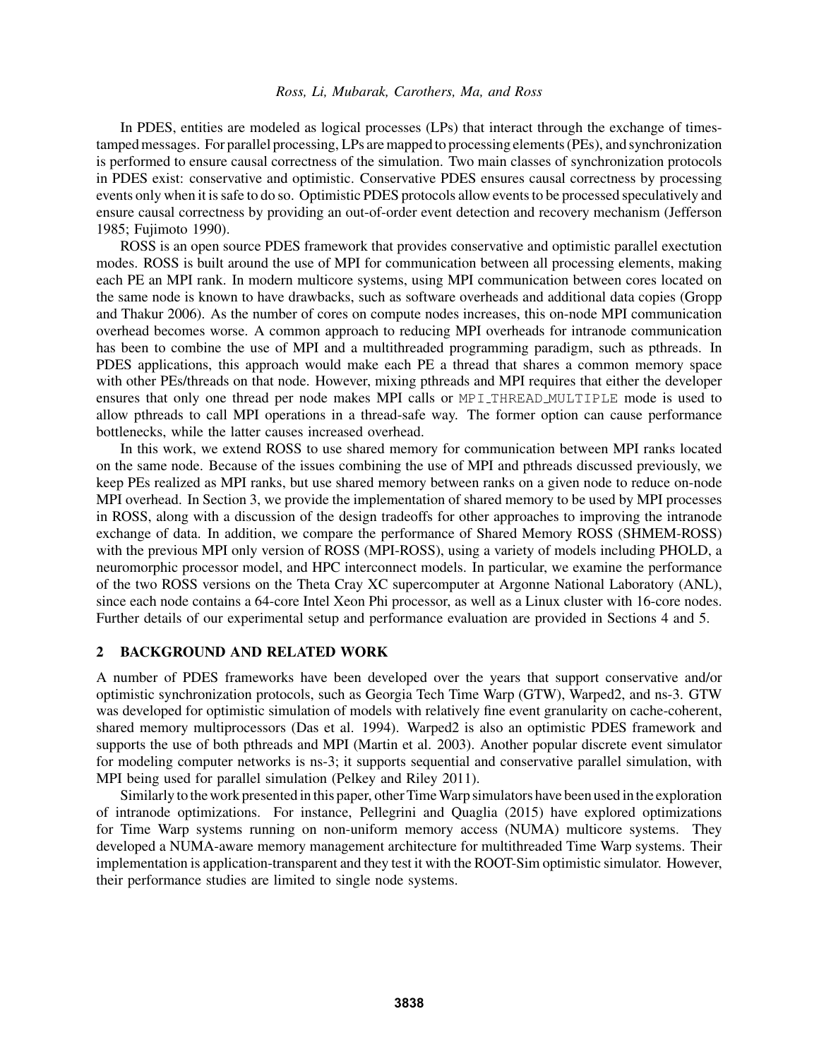In PDES, entities are modeled as logical processes (LPs) that interact through the exchange of timestamped messages. For parallel processing, LPs are mapped to processing elements (PEs), and synchronization is performed to ensure causal correctness of the simulation. Two main classes of synchronization protocols in PDES exist: conservative and optimistic. Conservative PDES ensures causal correctness by processing events only when it is safe to do so. Optimistic PDES protocols allow events to be processed speculatively and ensure causal correctness by providing an out-of-order event detection and recovery mechanism (Jefferson 1985; Fujimoto 1990).

ROSS is an open source PDES framework that provides conservative and optimistic parallel exectution modes. ROSS is built around the use of MPI for communication between all processing elements, making each PE an MPI rank. In modern multicore systems, using MPI communication between cores located on the same node is known to have drawbacks, such as software overheads and additional data copies (Gropp and Thakur 2006). As the number of cores on compute nodes increases, this on-node MPI communication overhead becomes worse. A common approach to reducing MPI overheads for intranode communication has been to combine the use of MPI and a multithreaded programming paradigm, such as pthreads. In PDES applications, this approach would make each PE a thread that shares a common memory space with other PEs/threads on that node. However, mixing pthreads and MPI requires that either the developer ensures that only one thread per node makes MPI calls or `MPI_THREAD_MULTIPLE` mode is used to allow pthreads to call MPI operations in a thread-safe way. The former option can cause performance bottlenecks, while the latter causes increased overhead.

In this work, we extend ROSS to use shared memory for communication between MPI ranks located on the same node. Because of the issues combining the use of MPI and pthreads discussed previously, we keep PEs realized as MPI ranks, but use shared memory between ranks on a given node to reduce on-node MPI overhead. In Section 3, we provide the implementation of shared memory to be used by MPI processes in ROSS, along with a discussion of the design tradeoffs for other approaches to improving the intranode exchange of data. In addition, we compare the performance of Shared Memory ROSS (SHMEM-ROSS) with the previous MPI only version of ROSS (MPI-ROSS), using a variety of models including PHOLD, a neuromorphic processor model, and HPC interconnect models. In particular, we examine the performance of the two ROSS versions on the Theta Cray XC supercomputer at Argonne National Laboratory (ANL), since each node contains a 64-core Intel Xeon Phi processor, as well as a Linux cluster with 16-core nodes. Further details of our experimental setup and performance evaluation are provided in Sections 4 and 5.

## 2 BACKGROUND AND RELATED WORK

A number of PDES frameworks have been developed over the years that support conservative and/or optimistic synchronization protocols, such as Georgia Tech Time Warp (GTW), Warped2, and ns-3. GTW was developed for optimistic simulation of models with relatively fine event granularity on cache-coherent, shared memory multiprocessors (Das et al. 1994). Warped2 is also an optimistic PDES framework and supports the use of both pthreads and MPI (Martin et al. 2003). Another popular discrete event simulator for modeling computer networks is ns-3; it supports sequential and conservative parallel simulation, with MPI being used for parallel simulation (Pelkey and Riley 2011).

Similarly to the work presented in this paper, other Time Warp simulators have been used in the exploration of intranode optimizations. For instance, Pellegrini and Quaglia (2015) have explored optimizations for Time Warp systems running on non-uniform memory access (NUMA) multicore systems. They developed a NUMA-aware memory management architecture for multithreaded Time Warp systems. Their implementation is application-transparent and they test it with the ROOT-Sim optimistic simulator. However, their performance studies are limited to single node systems.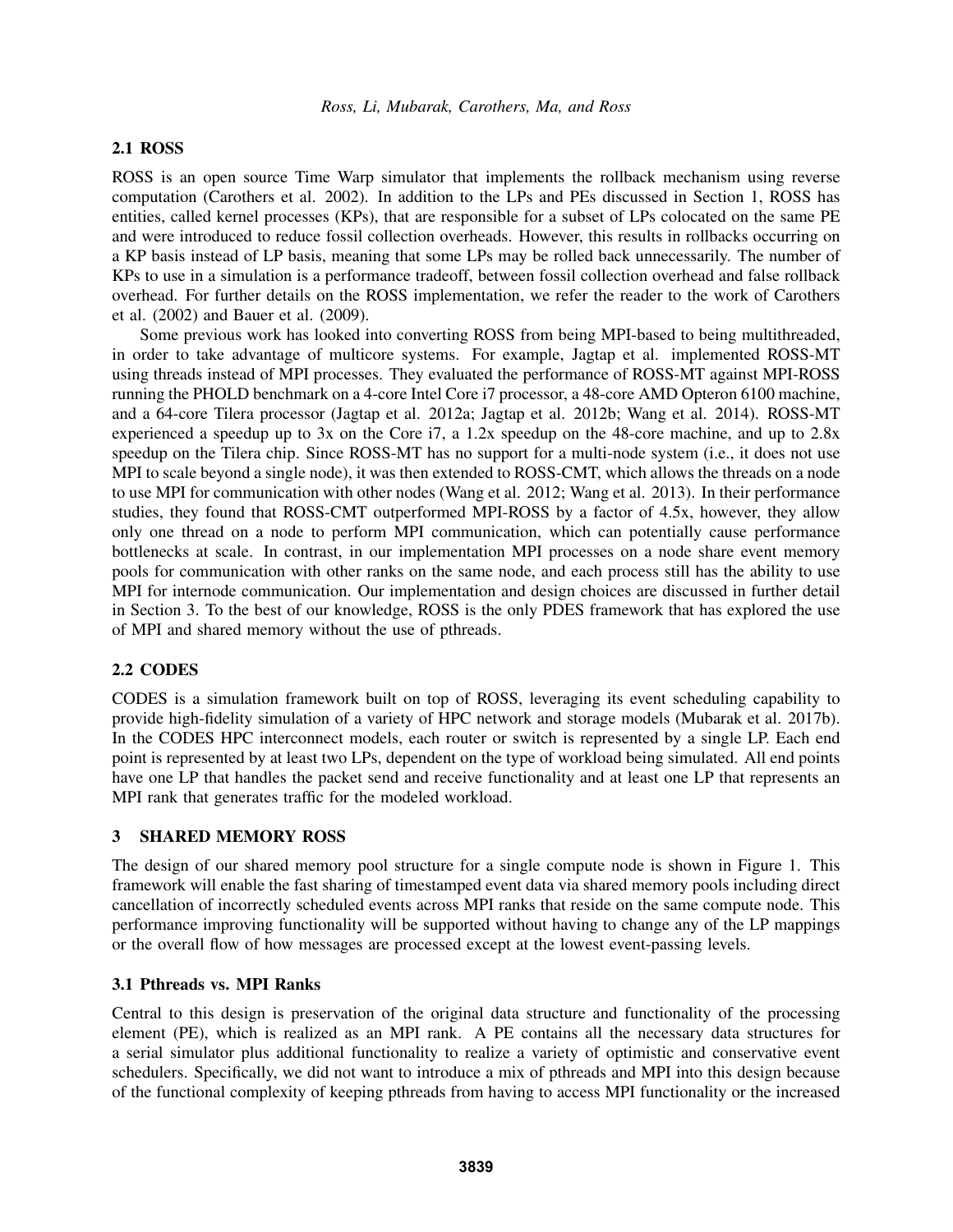## 2.1 ROSS

ROSS is an open source Time Warp simulator that implements the rollback mechanism using reverse computation (Carothers et al. 2002). In addition to the LPs and PEs discussed in Section 1, ROSS has entities, called kernel processes (KPs), that are responsible for a subset of LPs colocated on the same PE and were introduced to reduce fossil collection overheads. However, this results in rollbacks occurring on a KP basis instead of LP basis, meaning that some LPs may be rolled back unnecessarily. The number of KPs to use in a simulation is a performance tradeoff, between fossil collection overhead and false rollback overhead. For further details on the ROSS implementation, we refer the reader to the work of Carothers et al. (2002) and Bauer et al. (2009).

Some previous work has looked into converting ROSS from being MPI-based to being multithreaded, in order to take advantage of multicore systems. For example, Jagtap et al. implemented ROSS-MT using threads instead of MPI processes. They evaluated the performance of ROSS-MT against MPI-ROSS running the PHOLD benchmark on a 4-core Intel Core i7 processor, a 48-core AMD Opteron 6100 machine, and a 64-core Tilera processor (Jagtap et al. 2012a; Jagtap et al. 2012b; Wang et al. 2014). ROSS-MT experienced a speedup up to 3x on the Core i7, a 1.2x speedup on the 48-core machine, and up to 2.8x speedup on the Tilera chip. Since ROSS-MT has no support for a multi-node system (i.e., it does not use MPI to scale beyond a single node), it was then extended to ROSS-CMT, which allows the threads on a node to use MPI for communication with other nodes (Wang et al. 2012; Wang et al. 2013). In their performance studies, they found that ROSS-CMT outperformed MPI-ROSS by a factor of 4.5x, however, they allow only one thread on a node to perform MPI communication, which can potentially cause performance bottlenecks at scale. In contrast, in our implementation MPI processes on a node share event memory pools for communication with other ranks on the same node, and each process still has the ability to use MPI for internode communication. Our implementation and design choices are discussed in further detail in Section 3. To the best of our knowledge, ROSS is the only PDES framework that has explored the use of MPI and shared memory without the use of pthreads.

## 2.2 CODES

CODES is a simulation framework built on top of ROSS, leveraging its event scheduling capability to provide high-fidelity simulation of a variety of HPC network and storage models (Mubarak et al. 2017b). In the CODES HPC interconnect models, each router or switch is represented by a single LP. Each end point is represented by at least two LPs, dependent on the type of workload being simulated. All end points have one LP that handles the packet send and receive functionality and at least one LP that represents an MPI rank that generates traffic for the modeled workload.

# 3 SHARED MEMORY ROSS

The design of our shared memory pool structure for a single compute node is shown in Figure 1. This framework will enable the fast sharing of timestamped event data via shared memory pools including direct cancellation of incorrectly scheduled events across MPI ranks that reside on the same compute node. This performance improving functionality will be supported without having to change any of the LP mappings or the overall flow of how messages are processed except at the lowest event-passing levels.

## 3.1 Pthreads vs. MPI Ranks

Central to this design is preservation of the original data structure and functionality of the processing element (PE), which is realized as an MPI rank. A PE contains all the necessary data structures for a serial simulator plus additional functionality to realize a variety of optimistic and conservative event schedulers. Specifically, we did not want to introduce a mix of pthreads and MPI into this design because of the functional complexity of keeping pthreads from having to access MPI functionality or the increased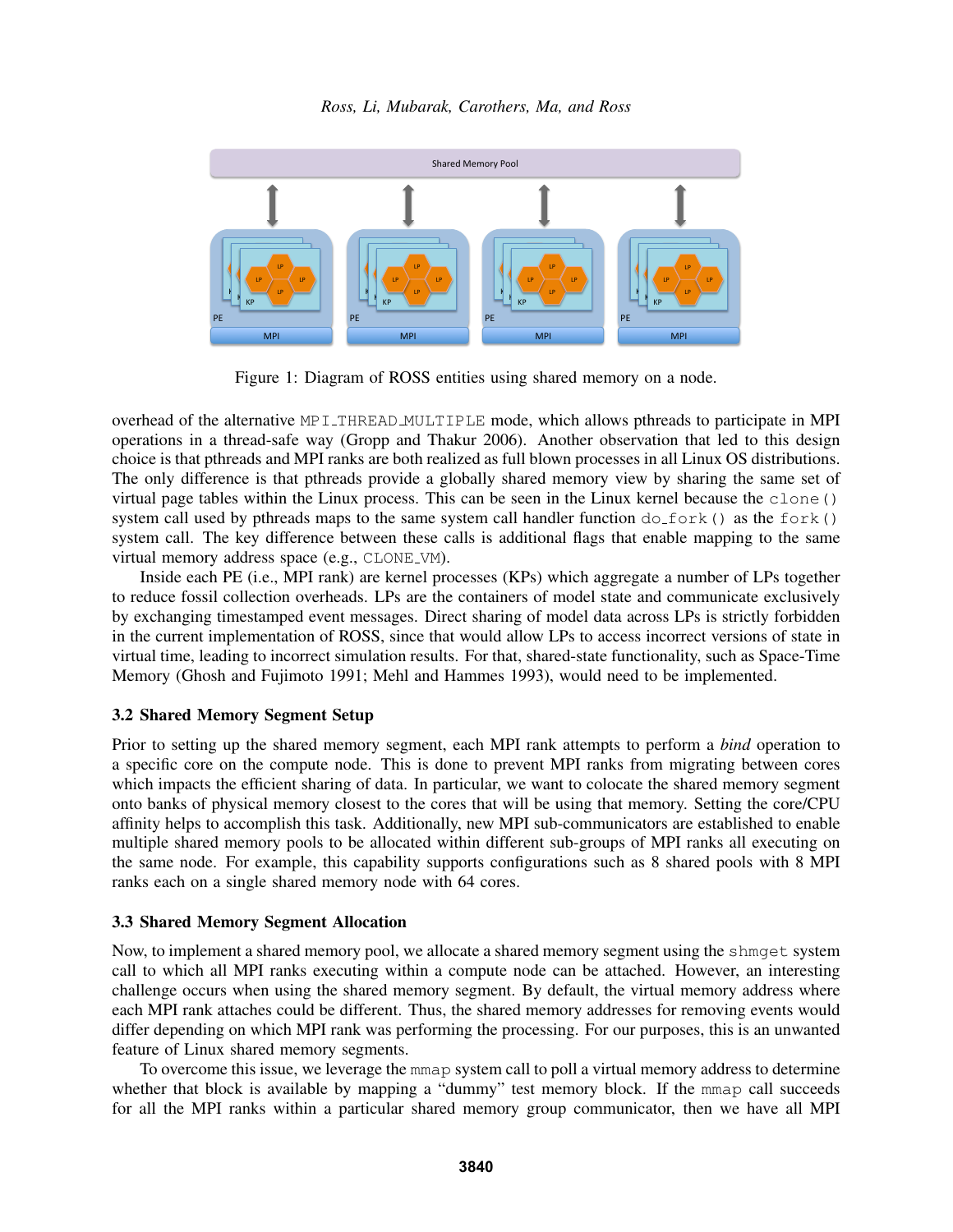Figure 1: Diagram of ROSS entities using shared memory on a node.

overhead of the alternative `MPI_THREAD_MULTIPLE` mode, which allows pthreads to participate in MPI operations in a thread-safe way (Gropp and Thakur 2006). Another observation that led to this design choice is that pthreads and MPI ranks are both realized as full blown processes in all Linux OS distributions. The only difference is that pthreads provide a globally shared memory view by sharing the same set of virtual page tables within the Linux process. This can be seen in the Linux kernel because the `clone()` system call used by pthreads maps to the same system call handler function `do_fork()` as the `fork()` system call. The key difference between these calls is additional flags that enable mapping to the same virtual memory address space (e.g., `CLONE_VM`).

Inside each PE (i.e., MPI rank) are kernel processes (KPs) which aggregate a number of LPs together to reduce fossil collection overheads. LPs are the containers of model state and communicate exclusively by exchanging timestamped event messages. Direct sharing of model data across LPs is strictly forbidden in the current implementation of ROSS, since that would allow LPs to access incorrect versions of state in virtual time, leading to incorrect simulation results. For that, shared-state functionality, such as Space-Time Memory (Ghosh and Fujimoto 1991; Mehl and Hammes 1993), would need to be implemented.

### 3.2 Shared Memory Segment Setup

Prior to setting up the shared memory segment, each MPI rank attempts to perform a *bind* operation to a specific core on the compute node. This is done to prevent MPI ranks from migrating between cores which impacts the efficient sharing of data. In particular, we want to colocate the shared memory segment onto banks of physical memory closest to the cores that will be using that memory. Setting the core/CPU affinity helps to accomplish this task. Additionally, new MPI sub-communicators are established to enable multiple shared memory pools to be allocated within different sub-groups of MPI ranks all executing on the same node. For example, this capability supports configurations such as 8 shared pools with 8 MPI ranks each on a single shared memory node with 64 cores.

### 3.3 Shared Memory Segment Allocation

Now, to implement a shared memory pool, we allocate a shared memory segment using the `shmget` system call to which all MPI ranks executing within a compute node can be attached. However, an interesting challenge occurs when using the shared memory segment. By default, the virtual memory address where each MPI rank attaches could be different. Thus, the shared memory addresses for removing events would differ depending on which MPI rank was performing the processing. For our purposes, this is an unwanted feature of Linux shared memory segments.

To overcome this issue, we leverage the `mmap` system call to poll a virtual memory address to determine whether that block is available by mapping a "dummy" test memory block. If the `mmap` call succeeds for all the MPI ranks within a particular shared memory group communicator, then we have all MPI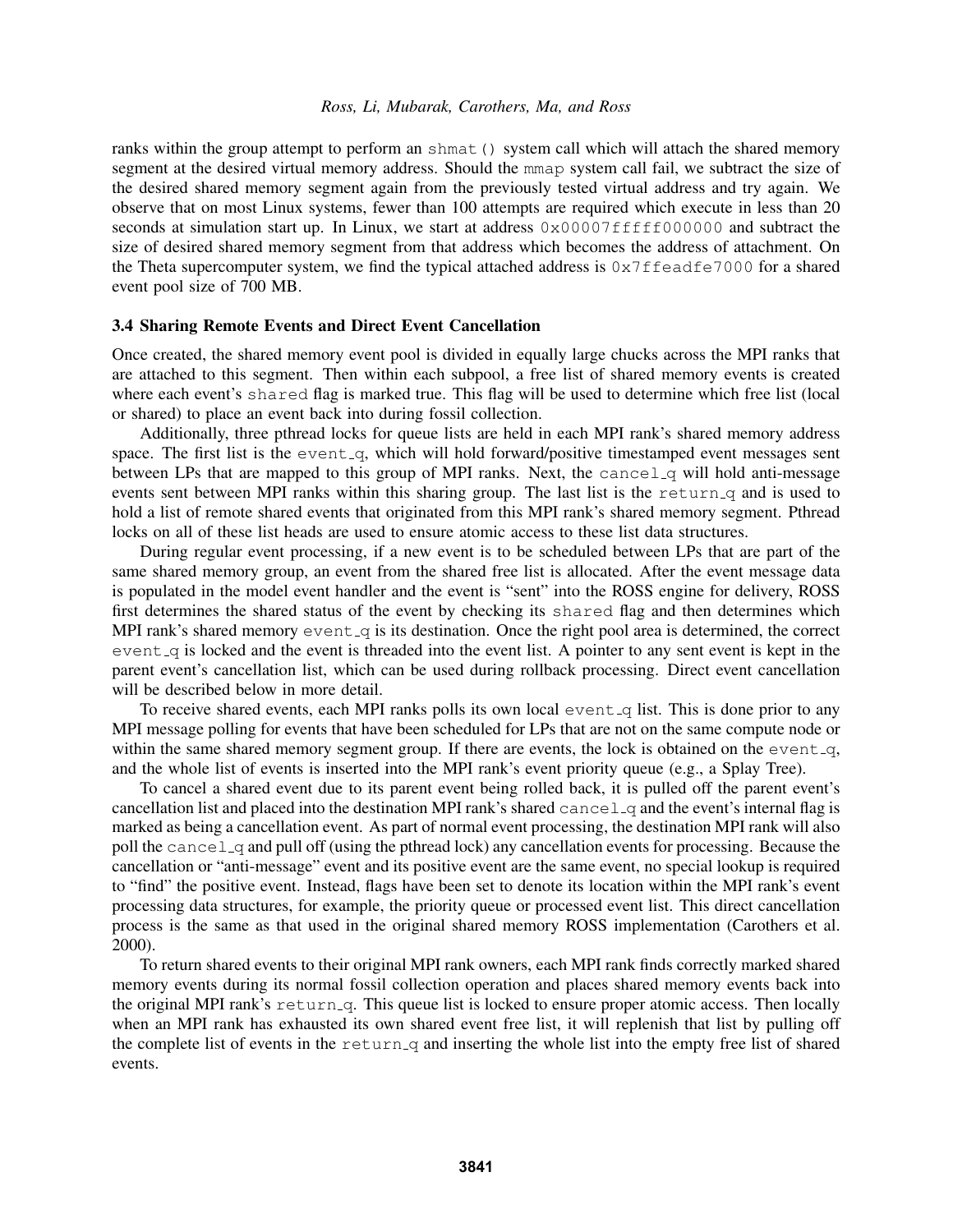ranks within the group attempt to perform an `shmat()` system call which will attach the shared memory segment at the desired virtual memory address. Should the `mmap` system call fail, we subtract the size of the desired shared memory segment again from the previously tested virtual address and try again. We observe that on most Linux systems, fewer than 100 attempts are required which execute in less than 20 seconds at simulation start up. In Linux, we start at address `0x00007fffff000000` and subtract the size of desired shared memory segment from that address which becomes the address of attachment. On the Theta supercomputer system, we find the typical attached address is `0x7ffeadfe7000` for a shared event pool size of 700 MB.

### 3.4 Sharing Remote Events and Direct Event Cancellation

Once created, the shared memory event pool is divided in equally large chucks across the MPI ranks that are attached to this segment. Then within each subpool, a free list of shared memory events is created where each event's `shared` flag is marked true. This flag will be used to determine which free list (local or shared) to place an event back into during fossil collection.

Additionally, three pthread locks for queue lists are held in each MPI rank's shared memory address space. The first list is the `event_q`, which will hold forward/positive timestamped event messages sent between LPs that are mapped to this group of MPI ranks. Next, the `cancel_q` will hold anti-message events sent between MPI ranks within this sharing group. The last list is the `return_q` and is used to hold a list of remote shared events that originated from this MPI rank's shared memory segment. Pthread locks on all of these list heads are used to ensure atomic access to these list data structures.

During regular event processing, if a new event is to be scheduled between LPs that are part of the same shared memory group, an event from the shared free list is allocated. After the event message data is populated in the model event handler and the event is "sent" into the ROSS engine for delivery, ROSS first determines the shared status of the event by checking its `shared` flag and then determines which MPI rank's shared memory `event_q` is its destination. Once the right pool area is determined, the correct `event_q` is locked and the event is threaded into the event list. A pointer to any sent event is kept in the parent event's cancellation list, which can be used during rollback processing. Direct event cancellation will be described below in more detail.

To receive shared events, each MPI ranks polls its own local `event_q` list. This is done prior to any MPI message polling for events that have been scheduled for LPs that are not on the same compute node or within the same shared memory segment group. If there are events, the lock is obtained on the `event_q`, and the whole list of events is inserted into the MPI rank's event priority queue (e.g., a Splay Tree).

To cancel a shared event due to its parent event being rolled back, it is pulled off the parent event's cancellation list and placed into the destination MPI rank's shared `cancel_q` and the event's internal flag is marked as being a cancellation event. As part of normal event processing, the destination MPI rank will also poll the `cancel_q` and pull off (using the pthread lock) any cancellation events for processing. Because the cancellation or "anti-message" event and its positive event are the same event, no special lookup is required to "find" the positive event. Instead, flags have been set to denote its location within the MPI rank's event processing data structures, for example, the priority queue or processed event list. This direct cancellation process is the same as that used in the original shared memory ROSS implementation (Carothers et al. 2000).

To return shared events to their original MPI rank owners, each MPI rank finds correctly marked shared memory events during its normal fossil collection operation and places shared memory events back into the original MPI rank's `return_q`. This queue list is locked to ensure proper atomic access. Then locally when an MPI rank has exhausted its own shared event free list, it will replenish that list by pulling off the complete list of events in the `return_q` and inserting the whole list into the empty free list of shared events.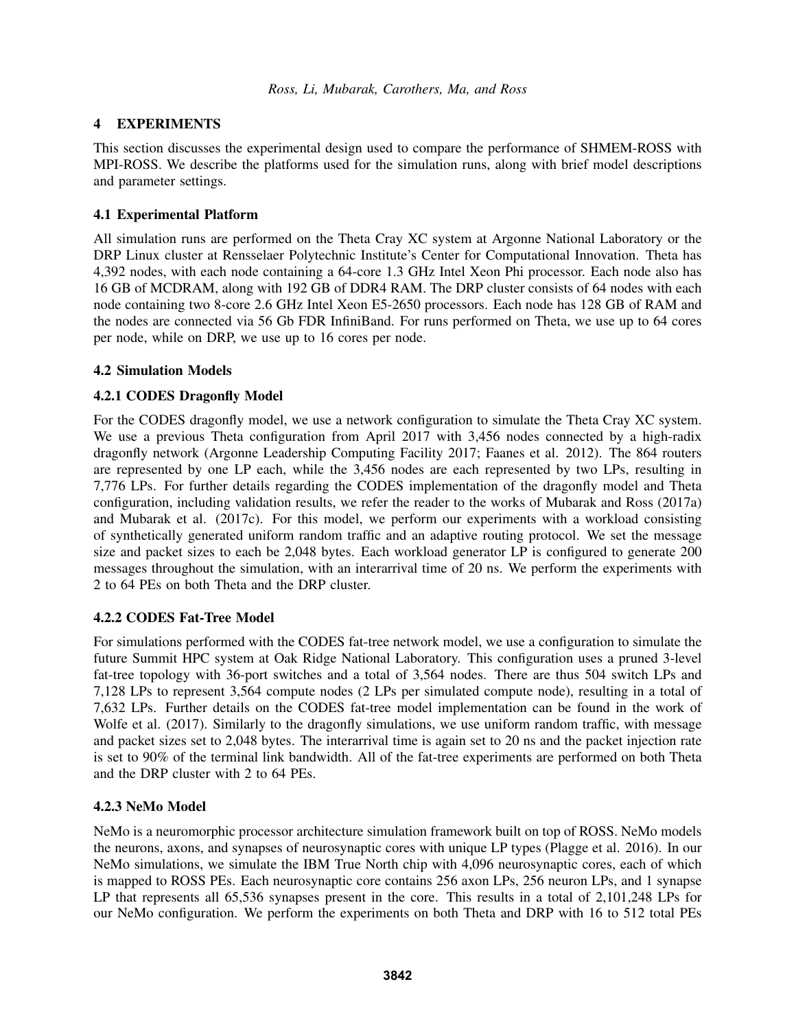## 4 EXPERIMENTS

This section discusses the experimental design used to compare the performance of SHMEM-ROSS with MPI-ROSS. We describe the platforms used for the simulation runs, along with brief model descriptions and parameter settings.

### 4.1 Experimental Platform

All simulation runs are performed on the Theta Cray XC system at Argonne National Laboratory or the DRP Linux cluster at Rensselaer Polytechnic Institute's Center for Computational Innovation. Theta has 4,392 nodes, with each node containing a 64-core 1.3 GHz Intel Xeon Phi processor. Each node also has 16 GB of MCDRAM, along with 192 GB of DDR4 RAM. The DRP cluster consists of 64 nodes with each node containing two 8-core 2.6 GHz Intel Xeon E5-2650 processors. Each node has 128 GB of RAM and the nodes are connected via 56 Gb FDR InfiniBand. For runs performed on Theta, we use up to 64 cores per node, while on DRP, we use up to 16 cores per node.

### 4.2 Simulation Models

#### 4.2.1 CODES Dragonfly Model

For the CODES dragonfly model, we use a network configuration to simulate the Theta Cray XC system. We use a previous Theta configuration from April 2017 with 3,456 nodes connected by a high-radix dragonfly network (Argonne Leadership Computing Facility 2017; Faanes et al. 2012). The 864 routers are represented by one LP each, while the 3,456 nodes are each represented by two LPs, resulting in 7,776 LPs. For further details regarding the CODES implementation of the dragonfly model and Theta configuration, including validation results, we refer the reader to the works of Mubarak and Ross (2017a) and Mubarak et al. (2017c). For this model, we perform our experiments with a workload consisting of synthetically generated uniform random traffic and an adaptive routing protocol. We set the message size and packet sizes to each be 2,048 bytes. Each workload generator LP is configured to generate 200 messages throughout the simulation, with an interarrival time of 20 ns. We perform the experiments with 2 to 64 PEs on both Theta and the DRP cluster.

#### 4.2.2 CODES Fat-Tree Model

For simulations performed with the CODES fat-tree network model, we use a configuration to simulate the future Summit HPC system at Oak Ridge National Laboratory. This configuration uses a pruned 3-level fat-tree topology with 36-port switches and a total of 3,564 nodes. There are thus 504 switch LPs and 7,128 LPs to represent 3,564 compute nodes (2 LPs per simulated compute node), resulting in a total of 7,632 LPs. Further details on the CODES fat-tree model implementation can be found in the work of Wolfe et al. (2017). Similarly to the dragonfly simulations, we use uniform random traffic, with message and packet sizes set to 2,048 bytes. The interarrival time is again set to 20 ns and the packet injection rate is set to 90% of the terminal link bandwidth. All of the fat-tree experiments are performed on both Theta and the DRP cluster with 2 to 64 PEs.

#### 4.2.3 NeMo Model

NeMo is a neuromorphic processor architecture simulation framework built on top of ROSS. NeMo models the neurons, axons, and synapses of neurosynaptic cores with unique LP types (Plagge et al. 2016). In our NeMo simulations, we simulate the IBM True North chip with 4,096 neurosynaptic cores, each of which is mapped to ROSS PEs. Each neurosynaptic core contains 256 axon LPs, 256 neuron LPs, and 1 synapse LP that represents all 65,536 synapses present in the core. This results in a total of 2,101,248 LPs for our NeMo configuration. We perform the experiments on both Theta and DRP with 16 to 512 total PEs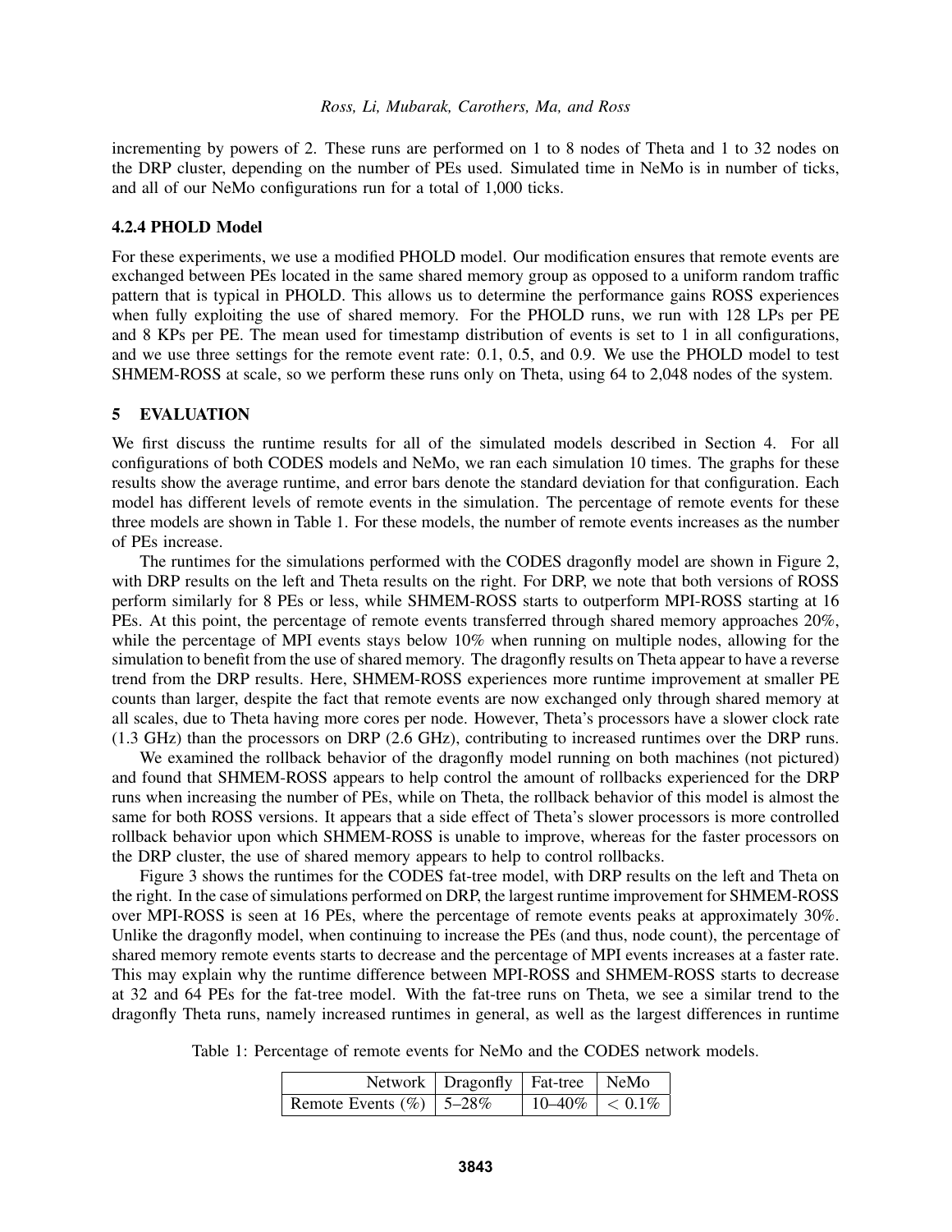incrementing by powers of 2. These runs are performed on 1 to 8 nodes of Theta and 1 to 32 nodes on the DRP cluster, depending on the number of PEs used. Simulated time in NeMo is in number of ticks, and all of our NeMo configurations run for a total of 1,000 ticks.

### 4.2.4 PHOLD Model

For these experiments, we use a modified PHOLD model. Our modification ensures that remote events are exchanged between PEs located in the same shared memory group as opposed to a uniform random traffic pattern that is typical in PHOLD. This allows us to determine the performance gains ROSS experiences when fully exploiting the use of shared memory. For the PHOLD runs, we run with 128 LPs per PE and 8 KPs per PE. The mean used for timestamp distribution of events is set to 1 in all configurations, and we use three settings for the remote event rate: 0.1, 0.5, and 0.9. We use the PHOLD model to test SHMEM-ROSS at scale, so we perform these runs only on Theta, using 64 to 2,048 nodes of the system.

## 5 EVALUATION

We first discuss the runtime results for all of the simulated models described in Section 4. For all configurations of both CODES models and NeMo, we ran each simulation 10 times. The graphs for these results show the average runtime, and error bars denote the standard deviation for that configuration. Each model has different levels of remote events in the simulation. The percentage of remote events for these three models are shown in Table 1. For these models, the number of remote events increases as the number of PEs increase.

The runtimes for the simulations performed with the CODES dragonfly model are shown in Figure 2, with DRP results on the left and Theta results on the right. For DRP, we note that both versions of ROSS perform similarly for 8 PEs or less, while SHMEM-ROSS starts to outperform MPI-ROSS starting at 16 PEs. At this point, the percentage of remote events transferred through shared memory approaches 20%, while the percentage of MPI events stays below 10% when running on multiple nodes, allowing for the simulation to benefit from the use of shared memory. The dragonfly results on Theta appear to have a reverse trend from the DRP results. Here, SHMEM-ROSS experiences more runtime improvement at smaller PE counts than larger, despite the fact that remote events are now exchanged only through shared memory at all scales, due to Theta having more cores per node. However, Theta's processors have a slower clock rate (1.3 GHz) than the processors on DRP (2.6 GHz), contributing to increased runtimes over the DRP runs.

We examined the rollback behavior of the dragonfly model running on both machines (not pictured) and found that SHMEM-ROSS appears to help control the amount of rollbacks experienced for the DRP runs when increasing the number of PEs, while on Theta, the rollback behavior of this model is almost the same for both ROSS versions. It appears that a side effect of Theta's slower processors is more controlled rollback behavior upon which SHMEM-ROSS is unable to improve, whereas for the faster processors on the DRP cluster, the use of shared memory appears to help to control rollbacks.

Figure 3 shows the runtimes for the CODES fat-tree model, with DRP results on the left and Theta on the right. In the case of simulations performed on DRP, the largest runtime improvement for SHMEM-ROSS over MPI-ROSS is seen at 16 PEs, where the percentage of remote events peaks at approximately 30%. Unlike the dragonfly model, when continuing to increase the PEs (and thus, node count), the percentage of shared memory remote events starts to decrease and the percentage of MPI events increases at a faster rate. This may explain why the runtime difference between MPI-ROSS and SHMEM-ROSS starts to decrease at 32 and 64 PEs for the fat-tree model. With the fat-tree runs on Theta, we see a similar trend to the dragonfly Theta runs, namely increased runtimes in general, as well as the largest differences in runtime

Table 1: Percentage of remote events for NeMo and the CODES network models.

| Network | Dragonfly | Fat-tree | NeMo |
|---|---|---|---|
| Remote Events (%) | 5–28% | 10–40% | $< 0.1\%$ |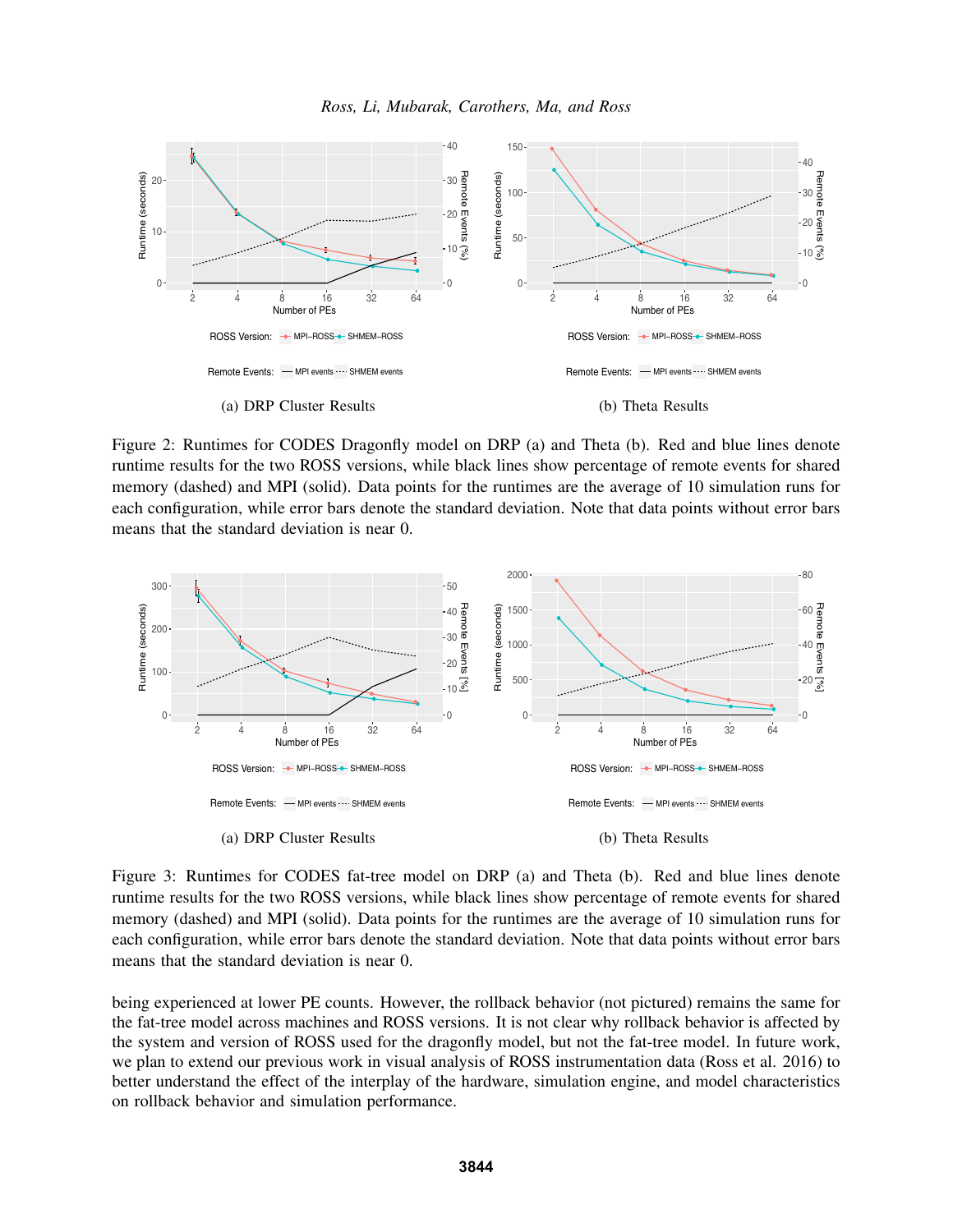(a) DRP Cluster Results

(b) Theta Results

Figure 2: Runtimes for CODES Dragonfly model on DRP (a) and Theta (b). Red and blue lines denote runtime results for the two ROSS versions, while black lines show percentage of remote events for shared memory (dashed) and MPI (solid). Data points for the runtimes are the average of 10 simulation runs for each configuration, while error bars denote the standard deviation. Note that data points without error bars means that the standard deviation is near 0.

(a) DRP Cluster Results

(b) Theta Results

Figure 3: Runtimes for CODES fat-tree model on DRP (a) and Theta (b). Red and blue lines denote runtime results for the two ROSS versions, while black lines show percentage of remote events for shared memory (dashed) and MPI (solid). Data points for the runtimes are the average of 10 simulation runs for each configuration, while error bars denote the standard deviation. Note that data points without error bars means that the standard deviation is near 0.

being experienced at lower PE counts. However, the rollback behavior (not pictured) remains the same for the fat-tree model across machines and ROSS versions. It is not clear why rollback behavior is affected by the system and version of ROSS used for the dragonfly model, but not the fat-tree model. In future work, we plan to extend our previous work in visual analysis of ROSS instrumentation data (Ross et al. 2016) to better understand the effect of the interplay of the hardware, simulation engine, and model characteristics on rollback behavior and simulation performance.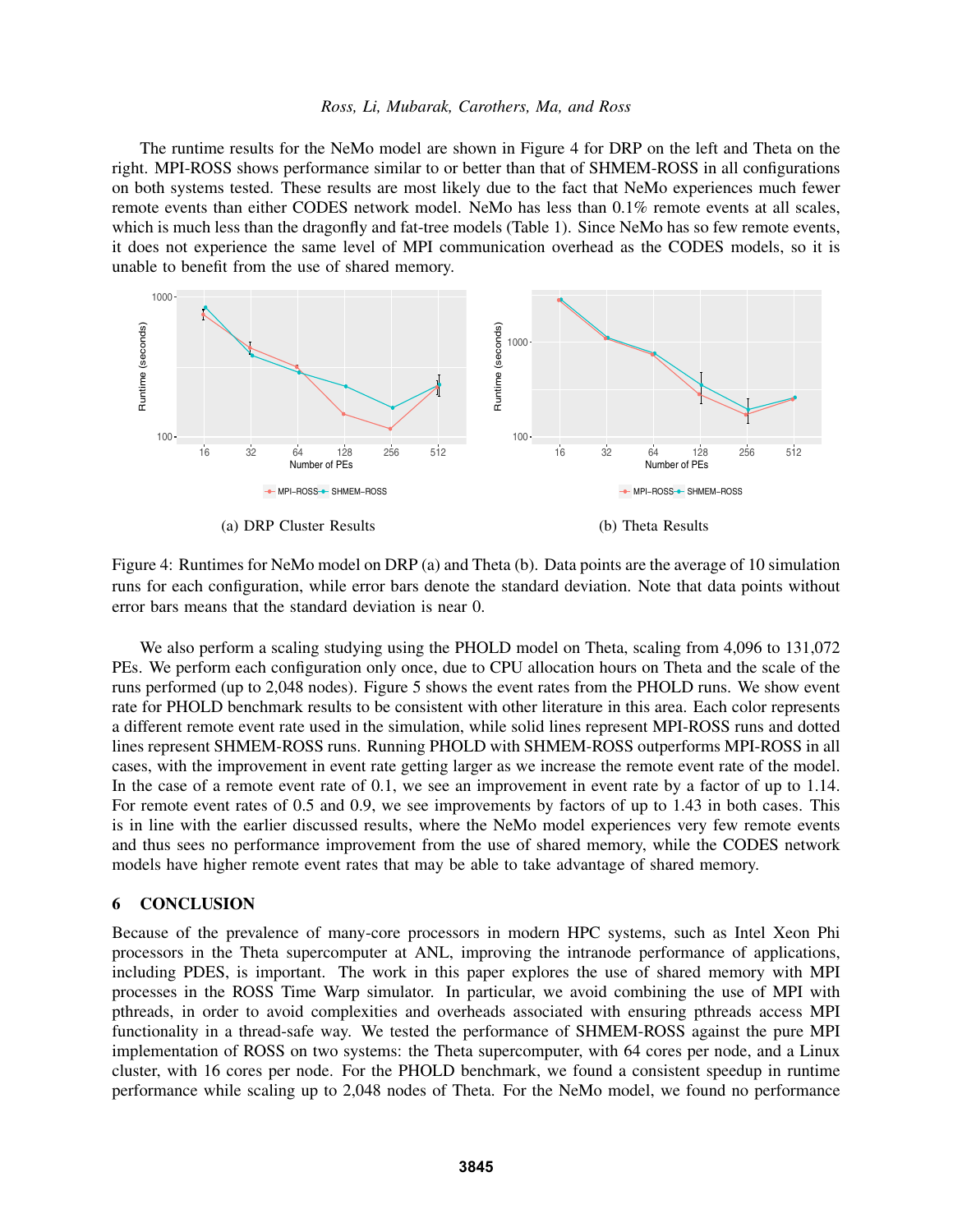The runtime results for the NeMo model are shown in Figure 4 for DRP on the left and Theta on the right. MPI-ROSS shows performance similar to or better than that of SHMEM-ROSS in all configurations on both systems tested. These results are most likely due to the fact that NeMo experiences much fewer remote events than either CODES network model. NeMo has less than 0.1% remote events at all scales, which is much less than the dragonfly and fat-tree models (Table 1). Since NeMo has so few remote events, it does not experience the same level of MPI communication overhead as the CODES models, so it is unable to benefit from the use of shared memory.

(a) DRP Cluster Results

(b) Theta Results

Figure 4: Runtimes for NeMo model on DRP (a) and Theta (b). Data points are the average of 10 simulation runs for each configuration, while error bars denote the standard deviation. Note that data points without error bars means that the standard deviation is near 0.

We also perform a scaling studying using the PHOLD model on Theta, scaling from 4,096 to 131,072 PEs. We perform each configuration only once, due to CPU allocation hours on Theta and the scale of the runs performed (up to 2,048 nodes). Figure 5 shows the event rates from the PHOLD runs. We show event rate for PHOLD benchmark results to be consistent with other literature in this area. Each color represents a different remote event rate used in the simulation, while solid lines represent MPI-ROSS runs and dotted lines represent SHMEM-ROSS runs. Running PHOLD with SHMEM-ROSS outperforms MPI-ROSS in all cases, with the improvement in event rate getting larger as we increase the remote event rate of the model. In the case of a remote event rate of 0.1, we see an improvement in event rate by a factor of up to 1.14. For remote event rates of 0.5 and 0.9, we see improvements by factors of up to 1.43 in both cases. This is in line with the earlier discussed results, where the NeMo model experiences very few remote events and thus sees no performance improvement from the use of shared memory, while the CODES network models have higher remote event rates that may be able to take advantage of shared memory.

## 6 CONCLUSION

Because of the prevalence of many-core processors in modern HPC systems, such as Intel Xeon Phi processors in the Theta supercomputer at ANL, improving the intranode performance of applications, including PDES, is important. The work in this paper explores the use of shared memory with MPI processes in the ROSS Time Warp simulator. In particular, we avoid combining the use of MPI with pthreads, in order to avoid complexities and overheads associated with ensuring pthreads access MPI functionality in a thread-safe way. We tested the performance of SHMEM-ROSS against the pure MPI implementation of ROSS on two systems: the Theta supercomputer, with 64 cores per node, and a Linux cluster, with 16 cores per node. For the PHOLD benchmark, we found a consistent speedup in runtime performance while scaling up to 2,048 nodes of Theta. For the NeMo model, we found no performance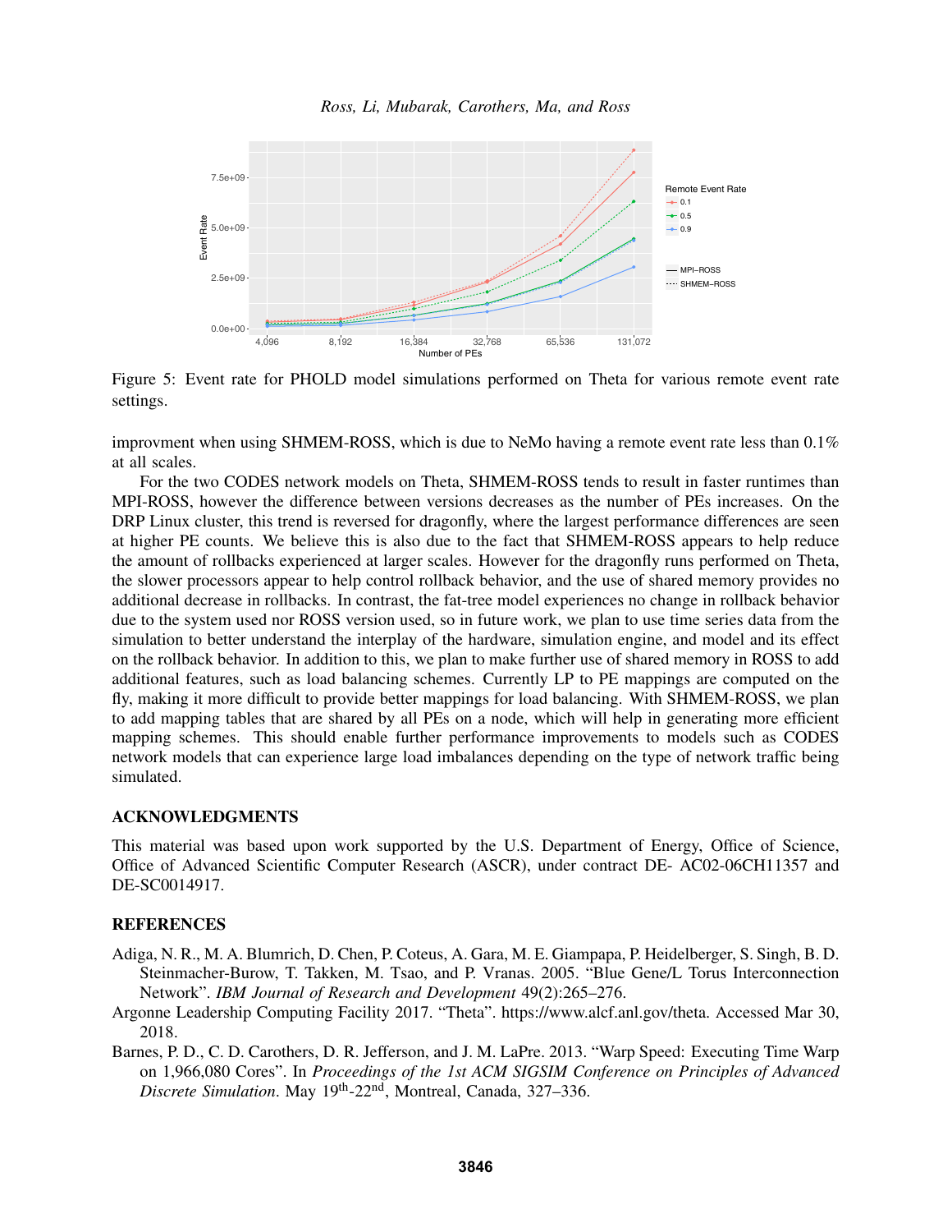Figure 5: Event rate for PHOLD model simulations performed on Theta for various remote event rate settings.

improvment when using SHMEM-ROSS, which is due to NeMo having a remote event rate less than 0.1% at all scales.

For the two CODES network models on Theta, SHMEM-ROSS tends to result in faster runtimes than MPI-ROSS, however the difference between versions decreases as the number of PEs increases. On the DRP Linux cluster, this trend is reversed for dragonfly, where the largest performance differences are seen at higher PE counts. We believe this is also due to the fact that SHMEM-ROSS appears to help reduce the amount of rollbacks experienced at larger scales. However for the dragonfly runs performed on Theta, the slower processors appear to help control rollback behavior, and the use of shared memory provides no additional decrease in rollbacks. In contrast, the fat-tree model experiences no change in rollback behavior due to the system used nor ROSS version used, so in future work, we plan to use time series data from the simulation to better understand the interplay of the hardware, simulation engine, and model and its effect on the rollback behavior. In addition to this, we plan to make further use of shared memory in ROSS to add additional features, such as load balancing schemes. Currently LP to PE mappings are computed on the fly, making it more difficult to provide better mappings for load balancing. With SHMEM-ROSS, we plan to add mapping tables that are shared by all PEs on a node, which will help in generating more efficient mapping schemes. This should enable further performance improvements to models such as CODES network models that can experience large load imbalances depending on the type of network traffic being simulated.

## ACKNOWLEDGMENTS

This material was based upon work supported by the U.S. Department of Energy, Office of Science, Office of Advanced Scientific Computer Research (ASCR), under contract DE- AC02-06CH11357 and DE-SC0014917.

## REFERENCES

Adiga, N. R., M. A. Blumrich, D. Chen, P. Coteus, A. Gara, M. E. Giampapa, P. Heidelberger, S. Singh, B. D. Steinmacher-Burow, T. Takken, M. Tsao, and P. Vranas. 2005. "Blue Gene/L Torus Interconnection Network". *IBM Journal of Research and Development* 49(2):265–276.

Argonne Leadership Computing Facility 2017. "Theta". https://www.alcf.anl.gov/theta. Accessed Mar 30, 2018.

Barnes, P. D., C. D. Carothers, D. R. Jefferson, and J. M. LaPre. 2013. "Warp Speed: Executing Time Warp on 1,966,080 Cores". In *Proceedings of the 1st ACM SIGSIM Conference on Principles of Advanced Discrete Simulation*. May 19th-22nd, Montreal, Canada, 327–336.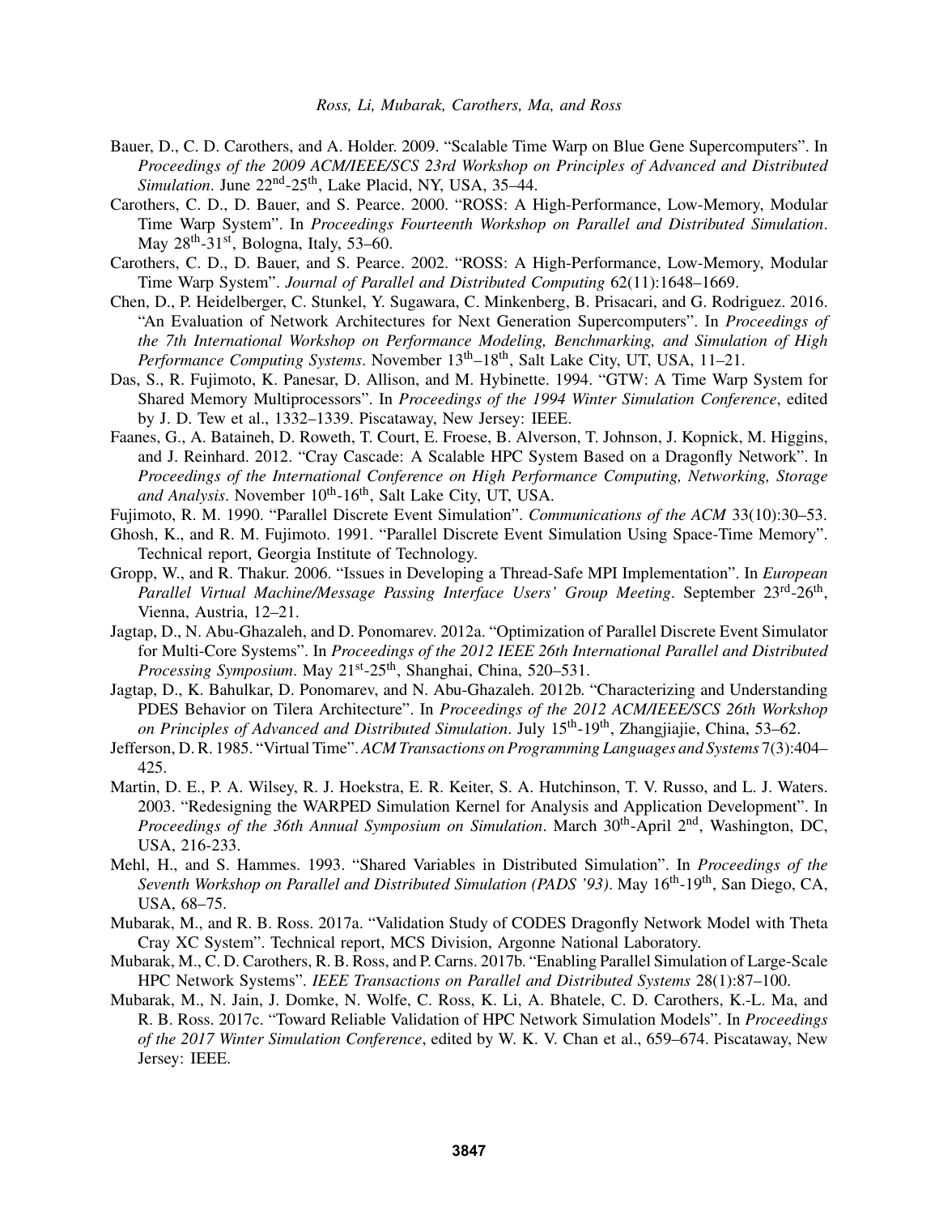Bauer, D., C. D. Carothers, and A. Holder. 2009. "Scalable Time Warp on Blue Gene Supercomputers". In *Proceedings of the 2009 ACM/IEEE/SCS 23rd Workshop on Principles of Advanced and Distributed Simulation*. June 22nd-25th, Lake Placid, NY, USA, 35–44.

Carothers, C. D., D. Bauer, and S. Pearce. 2000. "ROSS: A High-Performance, Low-Memory, Modular Time Warp System". In *Proceedings Fourteenth Workshop on Parallel and Distributed Simulation*. May 28th-31st, Bologna, Italy, 53–60.

Carothers, C. D., D. Bauer, and S. Pearce. 2002. "ROSS: A High-Performance, Low-Memory, Modular Time Warp System". *Journal of Parallel and Distributed Computing* 62(11):1648–1669.

Chen, D., P. Heidelberger, C. Stunkel, Y. Sugawara, C. Minkenberg, B. Prisacari, and G. Rodriguez. 2016. "An Evaluation of Network Architectures for Next Generation Supercomputers". In *Proceedings of the 7th International Workshop on Performance Modeling, Benchmarking, and Simulation of High Performance Computing Systems*. November 13th–18th, Salt Lake City, UT, USA, 11–21.

Das, S., R. Fujimoto, K. Panesar, D. Allison, and M. Hybinette. 1994. "GTW: A Time Warp System for Shared Memory Multiprocessors". In *Proceedings of the 1994 Winter Simulation Conference*, edited by J. D. Tew et al., 1332–1339. Piscataway, New Jersey: IEEE.

Faanes, G., A. Bataineh, D. Roweth, T. Court, E. Froese, B. Alverson, T. Johnson, J. Kopnick, M. Higgins, and J. Reinhard. 2012. "Cray Cascade: A Scalable HPC System Based on a Dragonfly Network". In *Proceedings of the International Conference on High Performance Computing, Networking, Storage and Analysis*. November 10th-16th, Salt Lake City, UT, USA.

Fujimoto, R. M. 1990. "Parallel Discrete Event Simulation". *Communications of the ACM* 33(10):30–53.

Ghosh, K., and R. M. Fujimoto. 1991. "Parallel Discrete Event Simulation Using Space-Time Memory". Technical report, Georgia Institute of Technology.

Gropp, W., and R. Thakur. 2006. "Issues in Developing a Thread-Safe MPI Implementation". In *European Parallel Virtual Machine/Message Passing Interface Users' Group Meeting*. September 23rd-26th, Vienna, Austria, 12–21.

Jagtap, D., N. Abu-Ghazaleh, and D. Ponomarev. 2012a. "Optimization of Parallel Discrete Event Simulator for Multi-Core Systems". In *Proceedings of the 2012 IEEE 26th International Parallel and Distributed Processing Symposium*. May 21st-25th, Shanghai, China, 520–531.

Jagtap, D., K. Bahulkar, D. Ponomarev, and N. Abu-Ghazaleh. 2012b. "Characterizing and Understanding PDES Behavior on Tilera Architecture". In *Proceedings of the 2012 ACM/IEEE/SCS 26th Workshop on Principles of Advanced and Distributed Simulation*. July 15th-19th, Zhangjiajie, China, 53–62.

Jefferson, D. R. 1985. "Virtual Time". *ACM Transactions on Programming Languages and Systems* 7(3):404–425.

Martin, D. E., P. A. Wilsey, R. J. Hoekstra, E. R. Keiter, S. A. Hutchinson, T. V. Russo, and L. J. Waters. 2003. "Redesigning the WARPED Simulation Kernel for Analysis and Application Development". In *Proceedings of the 36th Annual Symposium on Simulation*. March 30th-April 2nd, Washington, DC, USA, 216-233.

Mehl, H., and S. Hammes. 1993. "Shared Variables in Distributed Simulation". In *Proceedings of the Seventh Workshop on Parallel and Distributed Simulation (PADS '93)*. May 16th-19th, San Diego, CA, USA, 68–75.

Mubarak, M., and R. B. Ross. 2017a. "Validation Study of CODES Dragonfly Network Model with Theta Cray XC System". Technical report, MCS Division, Argonne National Laboratory.

Mubarak, M., C. D. Carothers, R. B. Ross, and P. Carns. 2017b. "Enabling Parallel Simulation of Large-Scale HPC Network Systems". *IEEE Transactions on Parallel and Distributed Systems* 28(1):87–100.

Mubarak, M., N. Jain, J. Domke, N. Wolfe, C. Ross, K. Li, A. Bhatele, C. D. Carothers, K.-L. Ma, and R. B. Ross. 2017c. "Toward Reliable Validation of HPC Network Simulation Models". In *Proceedings of the 2017 Winter Simulation Conference*, edited by W. K. V. Chan et al., 659–674. Piscataway, New Jersey: IEEE.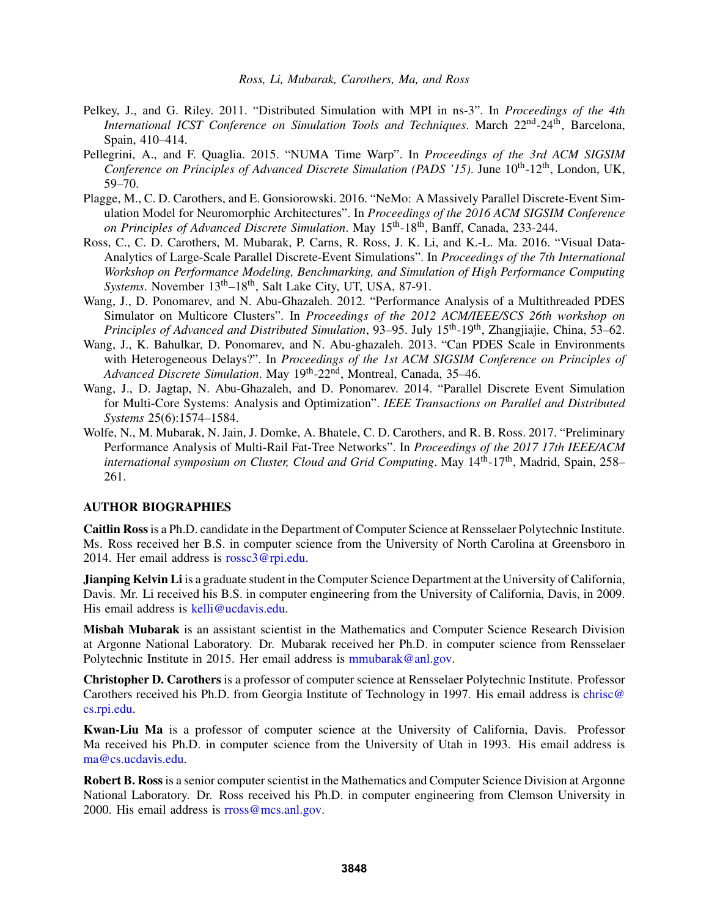Pelkey, J., and G. Riley. 2011. "Distributed Simulation with MPI in ns-3". In *Proceedings of the 4th International ICST Conference on Simulation Tools and Techniques*. March 22nd-24th, Barcelona, Spain, 410–414.

Pellegrini, A., and F. Quaglia. 2015. "NUMA Time Warp". In *Proceedings of the 3rd ACM SIGSIM Conference on Principles of Advanced Discrete Simulation (PADS '15)*. June 10th-12th, London, UK, 59–70.

Plagge, M., C. D. Carothers, and E. Gonsiorowski. 2016. "NeMo: A Massively Parallel Discrete-Event Simulation Model for Neuromorphic Architectures". In *Proceedings of the 2016 ACM SIGSIM Conference on Principles of Advanced Discrete Simulation*. May 15th-18th, Banff, Canada, 233-244.

Ross, C., C. D. Carothers, M. Mubarak, P. Carns, R. Ross, J. K. Li, and K.-L. Ma. 2016. "Visual Data-Analytics of Large-Scale Parallel Discrete-Event Simulations". In *Proceedings of the 7th International Workshop on Performance Modeling, Benchmarking, and Simulation of High Performance Computing Systems*. November 13th–18th, Salt Lake City, UT, USA, 87-91.

Wang, J., D. Ponomarev, and N. Abu-Ghazaleh. 2012. "Performance Analysis of a Multithreaded PDES Simulator on Multicore Clusters". In *Proceedings of the 2012 ACM/IEEE/SCS 26th workshop on Principles of Advanced and Distributed Simulation*, 93–95. July 15th-19th, Zhangjiajie, China, 53–62.

Wang, J., K. Bahulkar, D. Ponomarev, and N. Abu-ghazaleh. 2013. "Can PDES Scale in Environments with Heterogeneous Delays?". In *Proceedings of the 1st ACM SIGSIM Conference on Principles of Advanced Discrete Simulation*. May 19th-22nd, Montreal, Canada, 35–46.

Wang, J., D. Jagtap, N. Abu-Ghazaleh, and D. Ponomarev. 2014. "Parallel Discrete Event Simulation for Multi-Core Systems: Analysis and Optimization". *IEEE Transactions on Parallel and Distributed Systems* 25(6):1574–1584.

Wolfe, N., M. Mubarak, N. Jain, J. Domke, A. Bhatele, C. D. Carothers, and R. B. Ross. 2017. "Preliminary Performance Analysis of Multi-Rail Fat-Tree Networks". In *Proceedings of the 2017 17th IEEE/ACM international symposium on Cluster, Cloud and Grid Computing*. May 14th-17th, Madrid, Spain, 258–261.

## AUTHOR BIOGRAPHIES

**Caitlin Ross** is a Ph.D. candidate in the Department of Computer Science at Rensselaer Polytechnic Institute. Ms. Ross received her B.S. in computer science from the University of North Carolina at Greensboro in 2014. Her email address is rossc3@rpi.edu.

**Jianping Kelvin Li** is a graduate student in the Computer Science Department at the University of California, Davis. Mr. Li received his B.S. in computer engineering from the University of California, Davis, in 2009. His email address is kelli@ucdavis.edu.

**Misbah Mubarak** is an assistant scientist in the Mathematics and Computer Science Research Division at Argonne National Laboratory. Dr. Mubarak received her Ph.D. in computer science from Rensselaer Polytechnic Institute in 2015. Her email address is mmubarak@anl.gov.

**Christopher D. Carothers** is a professor of computer science at Rensselaer Polytechnic Institute. Professor Carothers received his Ph.D. from Georgia Institute of Technology in 1997. His email address is chrisc@cs.rpi.edu.

**Kwan-Liu Ma** is a professor of computer science at the University of California, Davis. Professor Ma received his Ph.D. in computer science from the University of Utah in 1993. His email address is ma@cs.ucdavis.edu.

**Robert B. Ross** is a senior computer scientist in the Mathematics and Computer Science Division at Argonne National Laboratory. Dr. Ross received his Ph.D. in computer engineering from Clemson University in 2000. His email address is rross@mcs.anl.gov.